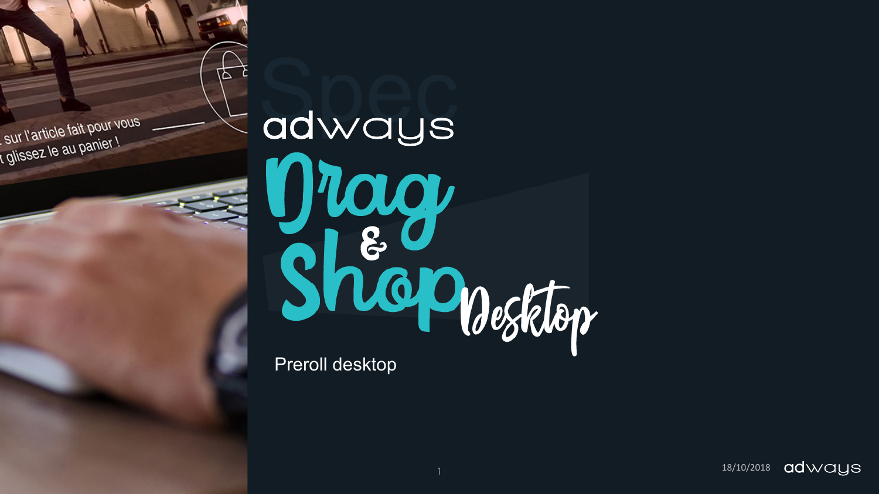Spec

adways

# Drag & Shop Desktop

Preroll desktop

18/10/2018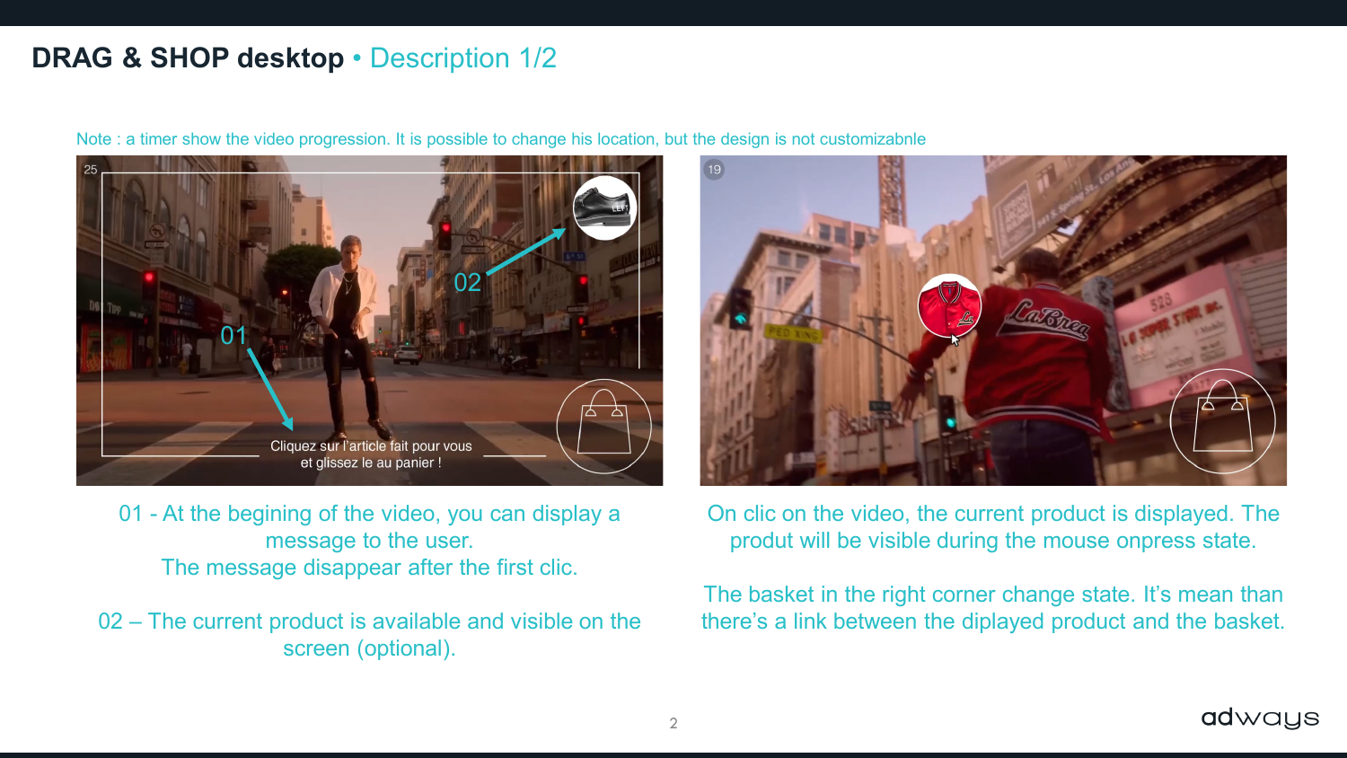## **DRAG & SHOP desktop** • Description 1/2

Note : a timer show the video progression. It is possible to change his location, but the design is not customizabnle

01 - At the begining of the video, you can display a message to the user.
The message disappear after the first clic.

02 – The current product is available and visible on the screen (optional).

On clic on the video, the current product is displayed. The produt will be visible during the mouse onpress state.

The basket in the right corner change state. It's mean than there's a link between the diplayed product and the basket.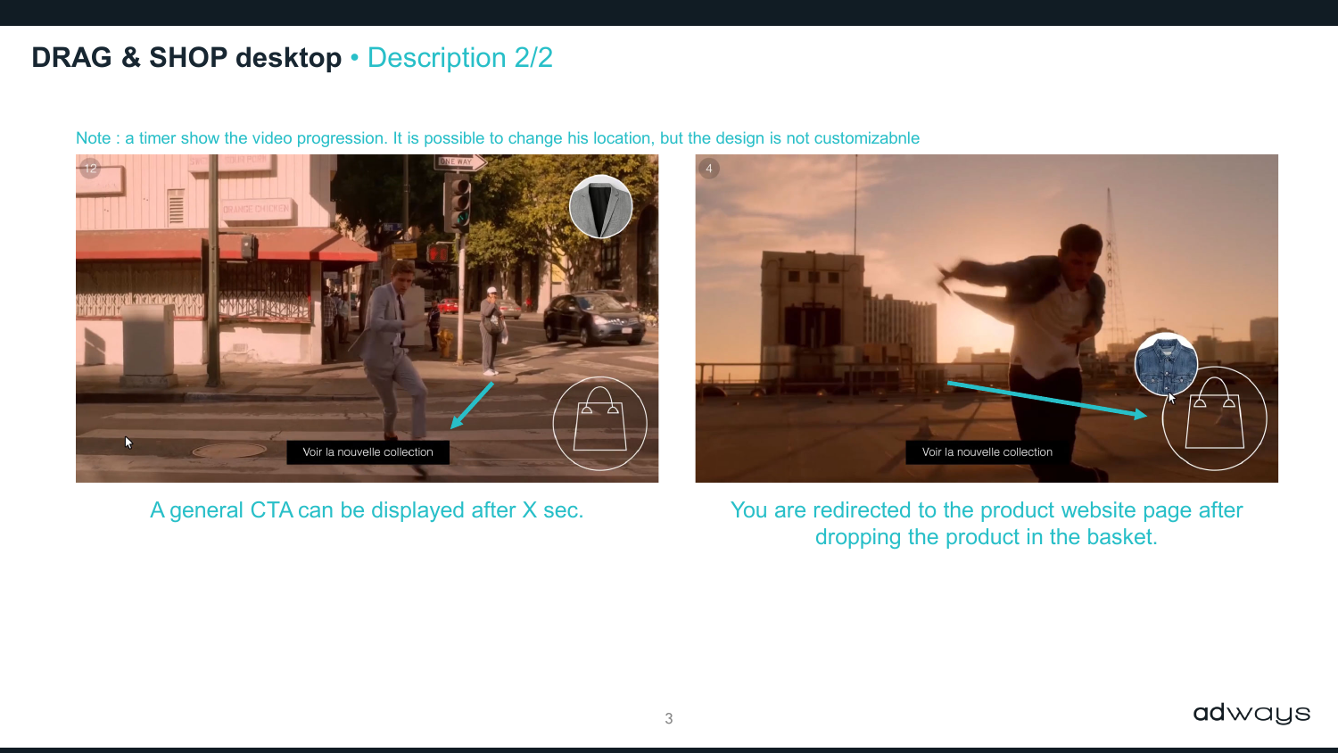# DRAG & SHOP desktop • Description 2/2

Note : a timer show the video progression. It is possible to change his location, but the design is not customizabnle

A general CTA can be displayed after X sec.

You are redirected to the product website page after dropping the product in the basket.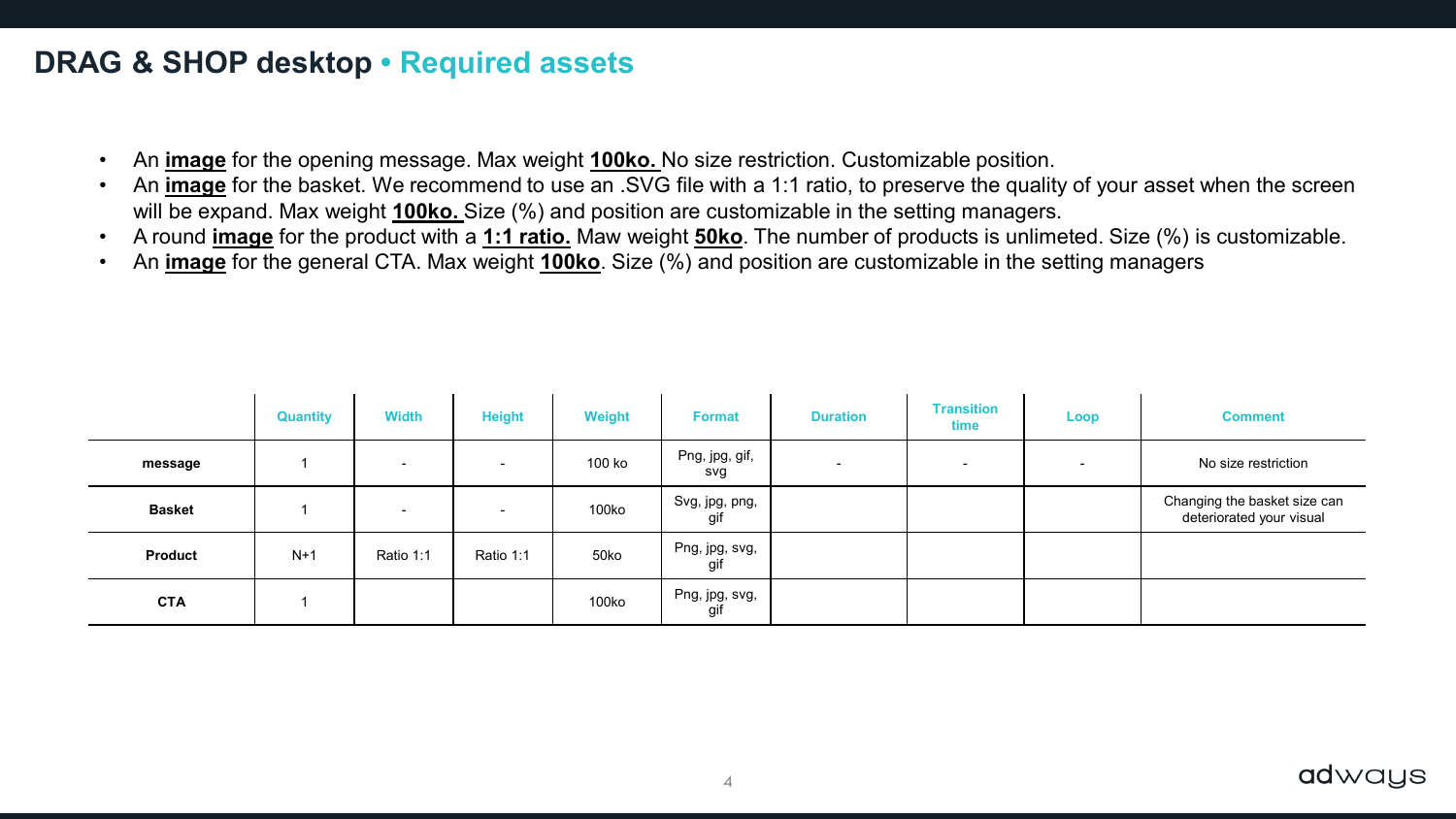# DRAG & SHOP desktop • Required assets

- An **image** for the opening message. Max weight **100ko.** No size restriction. Customizable position.
- An **image** for the basket. We recommend to use an .SVG file with a 1:1 ratio, to preserve the quality of your asset when the screen will be expand. Max weight **100ko.** Size (%) and position are customizable in the setting managers.
- A round **image** for the product with a **1:1 ratio.** Maw weight **50ko**. The number of products is unlimeted. Size (%) is customizable.
- An **image** for the general CTA. Max weight **100ko**. Size (%) and position are customizable in the setting managers

| | Quantity | Width | Height | Weight | Format | Duration | Transition time | Loop | Comment |
|---|---|---|---|---|---|---|---|---|---|
| **message** | 1 | - | - | 100 ko | Png, jpg, gif, svg | - | - | - | No size restriction |
| **Basket** | 1 | - | - | 100ko | Svg, jpg, png, gif | | | | Changing the basket size can deteriorated your visual |
| **Product** | N+1 | Ratio 1:1 | Ratio 1:1 | 50ko | Png, jpg, svg, gif | | | | |
| **CTA** | 1 | | | 100ko | Png, jpg, svg, gif | | | | |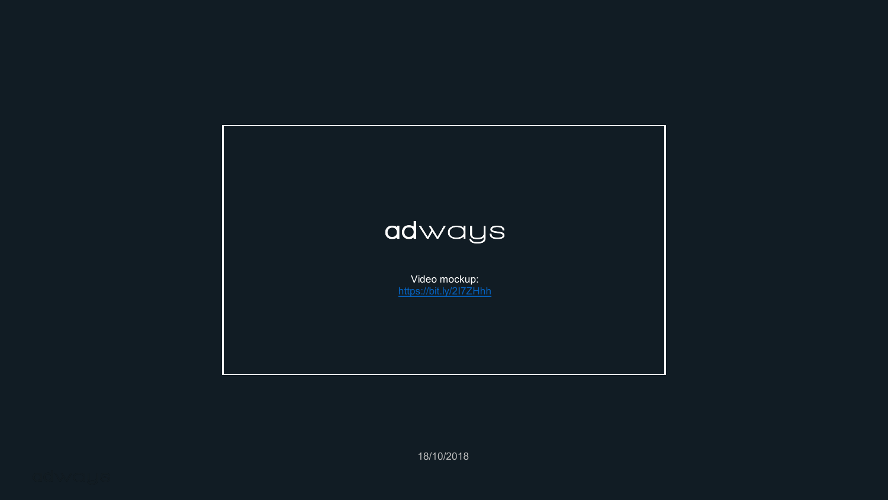adways

Video mockup:
https://bit.ly/2l7ZHhh

18/10/2018